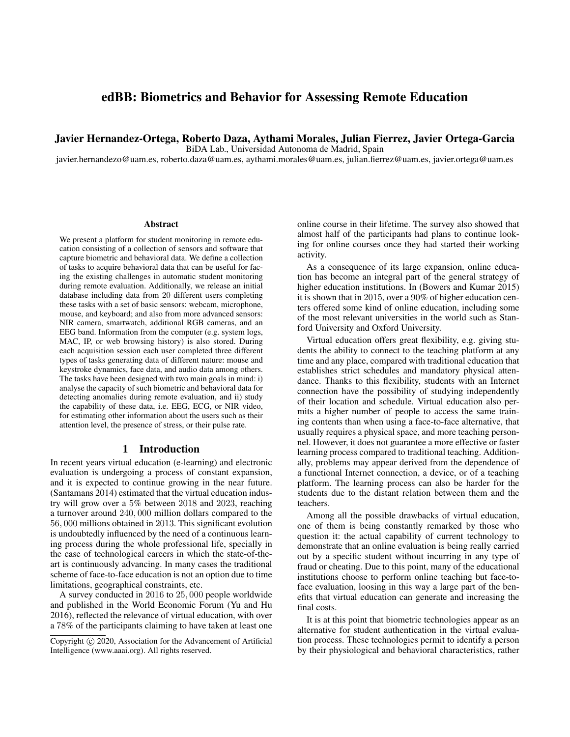# edBB: Biometrics and Behavior for Assessing Remote Education

**Javier Hernandez-Ortega, Roberto Daza, Aythami Morales, Julian Fierrez, Javier Ortega-Garcia**
BiDA Lab., Universidad Autonoma de Madrid, Spain
javier.hernandezo@uam.es, roberto.daza@uam.es, aythami.morales@uam.es, julian.fierrez@uam.es, javier.ortega@uam.es

## Abstract

We present a platform for student monitoring in remote education consisting of a collection of sensors and software that capture biometric and behavioral data. We define a collection of tasks to acquire behavioral data that can be useful for facing the existing challenges in automatic student monitoring during remote evaluation. Additionally, we release an initial database including data from 20 different users completing these tasks with a set of basic sensors: webcam, microphone, mouse, and keyboard; and also from more advanced sensors: NIR camera, smartwatch, additional RGB cameras, and an EEG band. Information from the computer (e.g. system logs, MAC, IP, or web browsing history) is also stored. During each acquisition session each user completed three different types of tasks generating data of different nature: mouse and keystroke dynamics, face data, and audio data among others. The tasks have been designed with two main goals in mind: i) analyse the capacity of such biometric and behavioral data for detecting anomalies during remote evaluation, and ii) study the capability of these data, i.e. EEG, ECG, or NIR video, for estimating other information about the users such as their attention level, the presence of stress, or their pulse rate.

## 1 Introduction

In recent years virtual education (e-learning) and electronic evaluation is undergoing a process of constant expansion, and it is expected to continue growing in the near future. (Santamans 2014) estimated that the virtual education industry will grow over a $5\%$ between $2018$ and $2023$, reaching a turnover around $240,000$ million dollars compared to the $56,000$ millions obtained in $2013$. This significant evolution is undoubtedly influenced by the need of a continuous learning process during the whole professional life, specially in the case of technological careers in which the state-of-the-art is continuously advancing. In many cases the traditional scheme of face-to-face education is not an option due to time limitations, geographical constraints, etc.

A survey conducted in $2016$ to $25,000$ people worldwide and published in the World Economic Forum (Yu and Hu 2016), reflected the relevance of virtual education, with over a $78\%$ of the participants claiming to have taken at least one online course in their lifetime. The survey also showed that almost half of the participants had plans to continue looking for online courses once they had started their working activity.

As a consequence of its large expansion, online education has become an integral part of the general strategy of higher education institutions. In (Bowers and Kumar 2015) it is shown that in $2015$, over a $90\%$ of higher education centers offered some kind of online education, including some of the most relevant universities in the world such as Stanford University and Oxford University.

Virtual education offers great flexibility, e.g. giving students the ability to connect to the teaching platform at any time and any place, compared with traditional education that establishes strict schedules and mandatory physical attendance. Thanks to this flexibility, students with an Internet connection have the possibility of studying independently of their location and schedule. Virtual education also permits a higher number of people to access the same training contents than when using a face-to-face alternative, that usually requires a physical space, and more teaching personnel. However, it does not guarantee a more effective or faster learning process compared to traditional teaching. Additionally, problems may appear derived from the dependence of a functional Internet connection, a device, or of a teaching platform. The learning process can also be harder for the students due to the distant relation between them and the teachers.

Among all the possible drawbacks of virtual education, one of them is being constantly remarked by those who question it: the actual capability of current technology to demonstrate that an online evaluation is being really carried out by a specific student without incurring in any type of fraud or cheating. Due to this point, many of the educational institutions choose to perform online teaching but face-to-face evaluation, loosing in this way a large part of the benefits that virtual education can generate and increasing the final costs.

It is at this point that biometric technologies appear as an alternative for student authentication in the virtual evaluation process. These technologies permit to identify a person by their physiological and behavioral characteristics, rather

Copyright © 2020, Association for the Advancement of Artificial Intelligence (www.aaai.org). All rights reserved.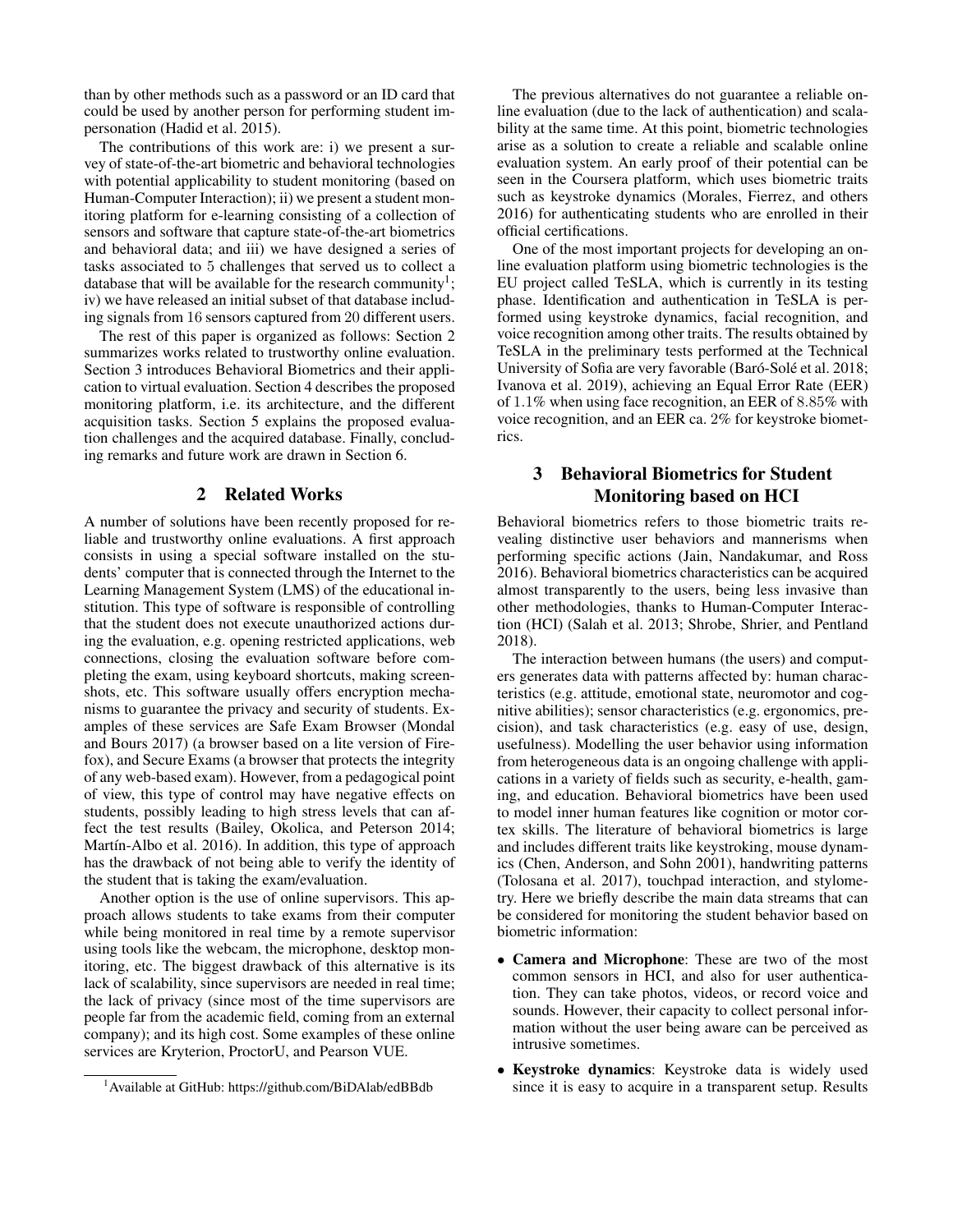than by other methods such as a password or an ID card that could be used by another person for performing student impersonation (Hadid et al. 2015).

The contributions of this work are: i) we present a survey of state-of-the-art biometric and behavioral technologies with potential applicability to student monitoring (based on Human-Computer Interaction); ii) we present a student monitoring platform for e-learning consisting of a collection of sensors and software that capture state-of-the-art biometrics and behavioral data; and iii) we have designed a series of tasks associated to 5 challenges that served us to collect a database that will be available for the research community[1]; iv) we have released an initial subset of that database including signals from 16 sensors captured from 20 different users.

The rest of this paper is organized as follows: Section 2 summarizes works related to trustworthy online evaluation. Section 3 introduces Behavioral Biometrics and their application to virtual evaluation. Section 4 describes the proposed monitoring platform, i.e. its architecture, and the different acquisition tasks. Section 5 explains the proposed evaluation challenges and the acquired database. Finally, concluding remarks and future work are drawn in Section 6.

## 2 Related Works

A number of solutions have been recently proposed for reliable and trustworthy online evaluations. A first approach consists in using a special software installed on the students' computer that is connected through the Internet to the Learning Management System (LMS) of the educational institution. This type of software is responsible of controlling that the student does not execute unauthorized actions during the evaluation, e.g. opening restricted applications, web connections, closing the evaluation software before completing the exam, using keyboard shortcuts, making screenshots, etc. This software usually offers encryption mechanisms to guarantee the privacy and security of students. Examples of these services are Safe Exam Browser (Mondal and Bours 2017) (a browser based on a lite version of Firefox), and Secure Exams (a browser that protects the integrity of any web-based exam). However, from a pedagogical point of view, this type of control may have negative effects on students, possibly leading to high stress levels that can affect the test results (Bailey, Okolica, and Peterson 2014; Martín-Albo et al. 2016). In addition, this type of approach has the drawback of not being able to verify the identity of the student that is taking the exam/evaluation.

Another option is the use of online supervisors. This approach allows students to take exams from their computer while being monitored in real time by a remote supervisor using tools like the webcam, the microphone, desktop monitoring, etc. The biggest drawback of this alternative is its lack of scalability, since supervisors are needed in real time; the lack of privacy (since most of the time supervisors are people far from the academic field, coming from an external company); and its high cost. Some examples of these online services are Kryterion, ProctorU, and Pearson VUE.

[1] Available at GitHub: https://github.com/BiDAlab/edBBdb

The previous alternatives do not guarantee a reliable online evaluation (due to the lack of authentication) and scalability at the same time. At this point, biometric technologies arise as a solution to create a reliable and scalable online evaluation system. An early proof of their potential can be seen in the Coursera platform, which uses biometric traits such as keystroke dynamics (Morales, Fierrez, and others 2016) for authenticating students who are enrolled in their official certifications.

One of the most important projects for developing an online evaluation platform using biometric technologies is the EU project called TeSLA, which is currently in its testing phase. Identification and authentication in TeSLA is performed using keystroke dynamics, facial recognition, and voice recognition among other traits. The results obtained by TeSLA in the preliminary tests performed at the Technical University of Sofia are very favorable (Baró-Solé et al. 2018; Ivanova et al. 2019), achieving an Equal Error Rate (EER) of $1.1\%$ when using face recognition, an EER of $8.85\%$ with voice recognition, and an EER ca. $2\%$ for keystroke biometrics.

## 3 Behavioral Biometrics for Student Monitoring based on HCI

Behavioral biometrics refers to those biometric traits revealing distinctive user behaviors and mannerisms when performing specific actions (Jain, Nandakumar, and Ross 2016). Behavioral biometrics characteristics can be acquired almost transparently to the users, being less invasive than other methodologies, thanks to Human-Computer Interaction (HCI) (Salah et al. 2013; Shrobe, Shrier, and Pentland 2018).

The interaction between humans (the users) and computers generates data with patterns affected by: human characteristics (e.g. attitude, emotional state, neuromotor and cognitive abilities); sensor characteristics (e.g. ergonomics, precision), and task characteristics (e.g. easy of use, design, usefulness). Modelling the user behavior using information from heterogeneous data is an ongoing challenge with applications in a variety of fields such as security, e-health, gaming, and education. Behavioral biometrics have been used to model inner human features like cognition or motor cortex skills. The literature of behavioral biometrics is large and includes different traits like keystroking, mouse dynamics (Chen, Anderson, and Sohn 2001), handwriting patterns (Tolosana et al. 2017), touchpad interaction, and stylometry. Here we briefly describe the main data streams that can be considered for monitoring the student behavior based on biometric information:

- **Camera and Microphone**: These are two of the most common sensors in HCI, and also for user authentication. They can take photos, videos, or record voice and sounds. However, their capacity to collect personal information without the user being aware can be perceived as intrusive sometimes.
- **Keystroke dynamics**: Keystroke data is widely used since it is easy to acquire in a transparent setup. Results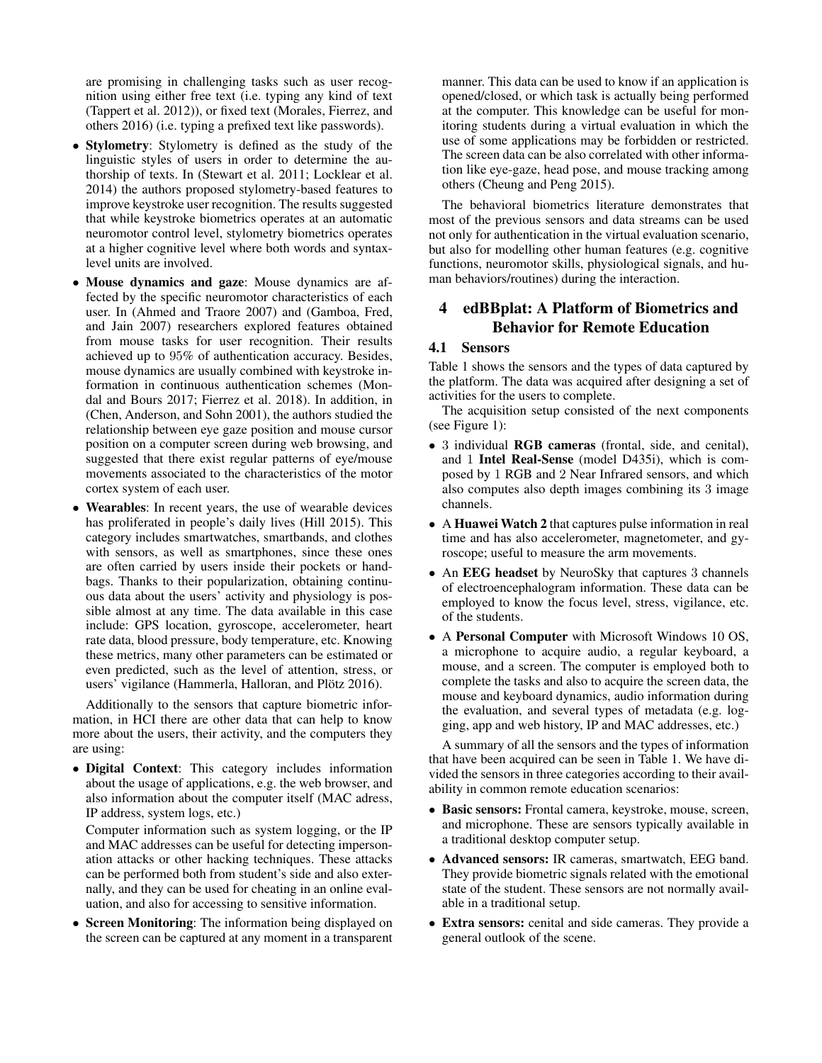are promising in challenging tasks such as user recognition using either free text (i.e. typing any kind of text (Tappert et al. 2012)), or fixed text (Morales, Fierrez, and others 2016) (i.e. typing a prefixed text like passwords).

- **Stylometry**: Stylometry is defined as the study of the linguistic styles of users in order to determine the authorship of texts. In (Stewart et al. 2011; Locklear et al. 2014) the authors proposed stylometry-based features to improve keystroke user recognition. The results suggested that while keystroke biometrics operates at an automatic neuromotor control level, stylometry biometrics operates at a higher cognitive level where both words and syntax-level units are involved.
- **Mouse dynamics and gaze**: Mouse dynamics are affected by the specific neuromotor characteristics of each user. In (Ahmed and Traore 2007) and (Gamboa, Fred, and Jain 2007) researchers explored features obtained from mouse tasks for user recognition. Their results achieved up to 95% of authentication accuracy. Besides, mouse dynamics are usually combined with keystroke information in continuous authentication schemes (Mondal and Bours 2017; Fierrez et al. 2018). In addition, in (Chen, Anderson, and Sohn 2001), the authors studied the relationship between eye gaze position and mouse cursor position on a computer screen during web browsing, and suggested that there exist regular patterns of eye/mouse movements associated to the characteristics of the motor cortex system of each user.
- **Wearables**: In recent years, the use of wearable devices has proliferated in people's daily lives (Hill 2015). This category includes smartwatches, smartbands, and clothes with sensors, as well as smartphones, since these ones are often carried by users inside their pockets or handbags. Thanks to their popularization, obtaining continuous data about the users' activity and physiology is possible almost at any time. The data available in this case include: GPS location, gyroscope, accelerometer, heart rate data, blood pressure, body temperature, etc. Knowing these metrics, many other parameters can be estimated or even predicted, such as the level of attention, stress, or users' vigilance (Hammerla, Halloran, and Plötz 2016).

Additionally to the sensors that capture biometric information, in HCI there are other data that can help to know more about the users, their activity, and the computers they are using:

- **Digital Context**: This category includes information about the usage of applications, e.g. the web browser, and also information about the computer itself (MAC adress, IP address, system logs, etc.)

  Computer information such as system logging, or the IP and MAC addresses can be useful for detecting impersonation attacks or other hacking techniques. These attacks can be performed both from student's side and also externally, and they can be used for cheating in an online evaluation, and also for accessing to sensitive information.
- **Screen Monitoring**: The information being displayed on the screen can be captured at any moment in a transparent manner. This data can be used to know if an application is opened/closed, or which task is actually being performed at the computer. This knowledge can be useful for monitoring students during a virtual evaluation in which the use of some applications may be forbidden or restricted. The screen data can be also correlated with other information like eye-gaze, head pose, and mouse tracking among others (Cheung and Peng 2015).

The behavioral biometrics literature demonstrates that most of the previous sensors and data streams can be used not only for authentication in the virtual evaluation scenario, but also for modelling other human features (e.g. cognitive functions, neuromotor skills, physiological signals, and human behaviors/routines) during the interaction.

## 4 edBBplat: A Platform of Biometrics and Behavior for Remote Education

### 4.1 Sensors

Table 1 shows the sensors and the types of data captured by the platform. The data was acquired after designing a set of activities for the users to complete.

The acquisition setup consisted of the next components (see Figure 1):

- 3 individual **RGB cameras** (frontal, side, and cenital), and 1 **Intel Real-Sense** (model D435i), which is composed by 1 RGB and 2 Near Infrared sensors, and which also computes also depth images combining its 3 image channels.
- A **Huawei Watch 2** that captures pulse information in real time and has also accelerometer, magnetometer, and gyroscope; useful to measure the arm movements.
- An **EEG headset** by NeuroSky that captures 3 channels of electroencephalogram information. These data can be employed to know the focus level, stress, vigilance, etc. of the students.
- A **Personal Computer** with Microsoft Windows 10 OS, a microphone to acquire audio, a regular keyboard, a mouse, and a screen. The computer is employed both to complete the tasks and also to acquire the screen data, the mouse and keyboard dynamics, audio information during the evaluation, and several types of metadata (e.g. logging, app and web history, IP and MAC addresses, etc.)

A summary of all the sensors and the types of information that have been acquired can be seen in Table 1. We have divided the sensors in three categories according to their availability in common remote education scenarios:

- **Basic sensors:** Frontal camera, keystroke, mouse, screen, and microphone. These are sensors typically available in a traditional desktop computer setup.
- **Advanced sensors:** IR cameras, smartwatch, EEG band. They provide biometric signals related with the emotional state of the student. These sensors are not normally available in a traditional setup.
- **Extra sensors:** cenital and side cameras. They provide a general outlook of the scene.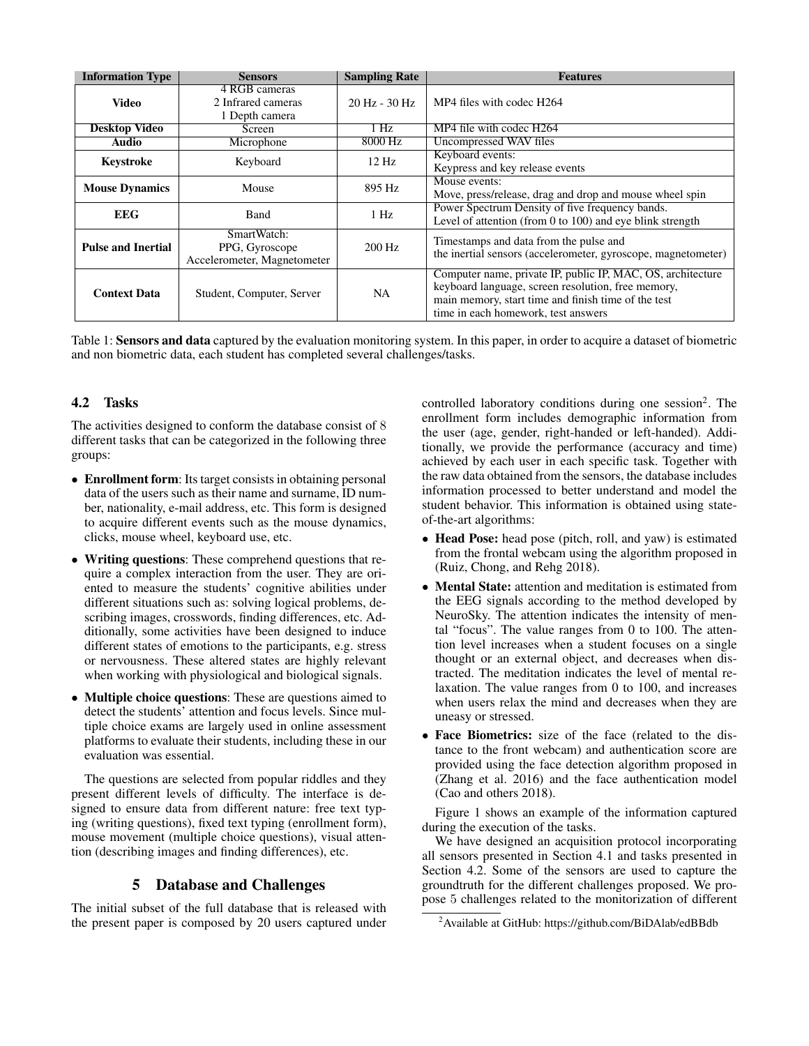| Information Type | Sensors | Sampling Rate | Features |
|---|---|---|---|
| **Video** | 4 RGB cameras<br>2 Infrared cameras<br>1 Depth camera | 20 Hz - 30 Hz | MP4 files with codec H264 |
| **Desktop Video** | Screen | 1 Hz | MP4 file with codec H264 |
| **Audio** | Microphone | 8000 Hz | Uncompressed WAV files |
| **Keystroke** | Keyboard | 12 Hz | Keyboard events:<br>Keypress and key release events |
| **Mouse Dynamics** | Mouse | 895 Hz | Mouse events:<br>Move, press/release, drag and drop and mouse wheel spin |
| **EEG** | Band | 1 Hz | Power Spectrum Density of five frequency bands.<br>Level of attention (from 0 to 100) and eye blink strength |
| **Pulse and Inertial** | SmartWatch:<br>PPG, Gyroscope<br>Accelerometer, Magnetometer | 200 Hz | Timestamps and data from the pulse and<br>the inertial sensors (accelerometer, gyroscope, magnetometer) |
| **Context Data** | Student, Computer, Server | NA | Computer name, private IP, public IP, MAC, OS, architecture<br>keyboard language, screen resolution, free memory,<br>main memory, start time and finish time of the test<br>time in each homework, test answers |

Table 1: **Sensors and data** captured by the evaluation monitoring system. In this paper, in order to acquire a dataset of biometric and non biometric data, each student has completed several challenges/tasks.

## 4.2 Tasks

The activities designed to conform the database consist of 8 different tasks that can be categorized in the following three groups:

- **Enrollment form**: Its target consists in obtaining personal data of the users such as their name and surname, ID number, nationality, e-mail address, etc. This form is designed to acquire different events such as the mouse dynamics, clicks, mouse wheel, keyboard use, etc.
- **Writing questions**: These comprehend questions that require a complex interaction from the user. They are oriented to measure the students' cognitive abilities under different situations such as: solving logical problems, describing images, crosswords, finding differences, etc. Additionally, some activities have been designed to induce different states of emotions to the participants, e.g. stress or nervousness. These altered states are highly relevant when working with physiological and biological signals.
- **Multiple choice questions**: These are questions aimed to detect the students' attention and focus levels. Since multiple choice exams are largely used in online assessment platforms to evaluate their students, including these in our evaluation was essential.

The questions are selected from popular riddles and they present different levels of difficulty. The interface is designed to ensure data from different nature: free text typing (writing questions), fixed text typing (enrollment form), mouse movement (multiple choice questions), visual attention (describing images and finding differences), etc.

# 5 Database and Challenges

The initial subset of the full database that is released with the present paper is composed by 20 users captured under controlled laboratory conditions during one session[2]. The enrollment form includes demographic information from the user (age, gender, right-handed or left-handed). Additionally, we provide the performance (accuracy and time) achieved by each user in each specific task. Together with the raw data obtained from the sensors, the database includes information processed to better understand and model the student behavior. This information is obtained using state-of-the-art algorithms:

- **Head Pose:** head pose (pitch, roll, and yaw) is estimated from the frontal webcam using the algorithm proposed in (Ruiz, Chong, and Rehg 2018).
- **Mental State:** attention and meditation is estimated from the EEG signals according to the method developed by NeuroSky. The attention indicates the intensity of mental "focus". The value ranges from 0 to 100. The attention level increases when a student focuses on a single thought or an external object, and decreases when distracted. The meditation indicates the level of mental relaxation. The value ranges from 0 to 100, and increases when users relax the mind and decreases when they are uneasy or stressed.
- **Face Biometrics:** size of the face (related to the distance to the front webcam) and authentication score are provided using the face detection algorithm proposed in (Zhang et al. 2016) and the face authentication model (Cao and others 2018).

Figure 1 shows an example of the information captured during the execution of the tasks.

We have designed an acquisition protocol incorporating all sensors presented in Section 4.1 and tasks presented in Section 4.2. Some of the sensors are used to capture the groundtruth for the different challenges proposed. We propose 5 challenges related to the monitorization of different

[2] Available at GitHub: https://github.com/BiDAlab/edBBdb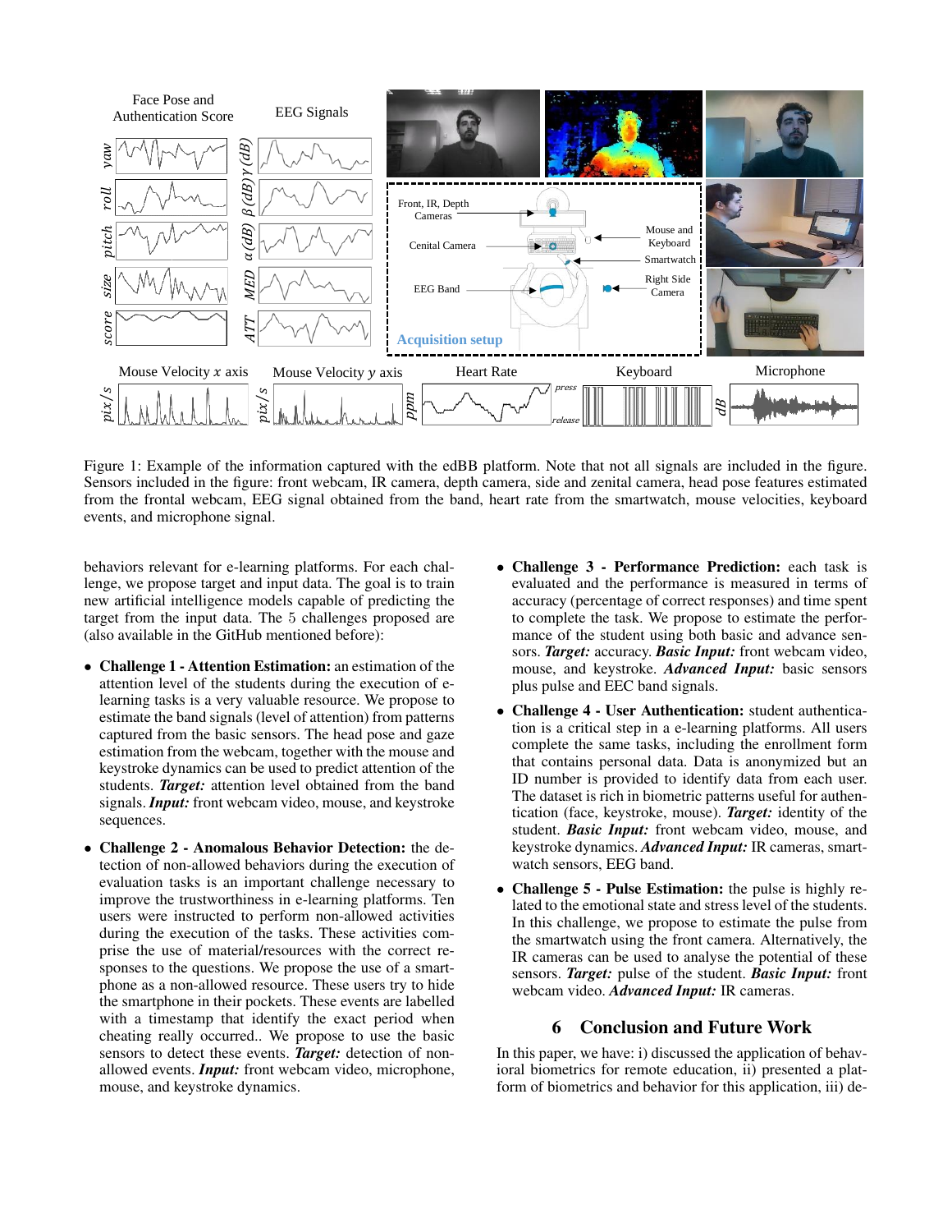Figure 1: Example of the information captured with the edBB platform. Note that not all signals are included in the figure. Sensors included in the figure: front webcam, IR camera, depth camera, side and zenital camera, head pose features estimated from the frontal webcam, EEG signal obtained from the band, heart rate from the smartwatch, mouse velocities, keyboard events, and microphone signal.

behaviors relevant for e-learning platforms. For each challenge, we propose target and input data. The goal is to train new artificial intelligence models capable of predicting the target from the input data. The 5 challenges proposed are (also available in the GitHub mentioned before):

- **Challenge 1 - Attention Estimation:** an estimation of the attention level of the students during the execution of e-learning tasks is a very valuable resource. We propose to estimate the band signals (level of attention) from patterns captured from the basic sensors. The head pose and gaze estimation from the webcam, together with the mouse and keystroke dynamics can be used to predict attention of the students. ***Target:*** attention level obtained from the band signals. ***Input:*** front webcam video, mouse, and keystroke sequences.
- **Challenge 2 - Anomalous Behavior Detection:** the detection of non-allowed behaviors during the execution of evaluation tasks is an important challenge necessary to improve the trustworthiness in e-learning platforms. Ten users were instructed to perform non-allowed activities during the execution of the tasks. These activities comprise the use of material/resources with the correct responses to the questions. We propose the use of a smartphone as a non-allowed resource. These users try to hide the smartphone in their pockets. These events are labelled with a timestamp that identify the exact period when cheating really occurred.. We propose to use the basic sensors to detect these events. ***Target:*** detection of non-allowed events. ***Input:*** front webcam video, microphone, mouse, and keystroke dynamics.
- **Challenge 3 - Performance Prediction:** each task is evaluated and the performance is measured in terms of accuracy (percentage of correct responses) and time spent to complete the task. We propose to estimate the performance of the student using both basic and advance sensors. ***Target:*** accuracy. ***Basic Input:*** front webcam video, mouse, and keystroke. ***Advanced Input:*** basic sensors plus pulse and EEC band signals.
- **Challenge 4 - User Authentication:** student authentication is a critical step in a e-learning platforms. All users complete the same tasks, including the enrollment form that contains personal data. Data is anonymized but an ID number is provided to identify data from each user. The dataset is rich in biometric patterns useful for authentication (face, keystroke, mouse). ***Target:*** identity of the student. ***Basic Input:*** front webcam video, mouse, and keystroke dynamics. ***Advanced Input:*** IR cameras, smartwatch sensors, EEG band.
- **Challenge 5 - Pulse Estimation:** the pulse is highly related to the emotional state and stress level of the students. In this challenge, we propose to estimate the pulse from the smartwatch using the front camera. Alternatively, the IR cameras can be used to analyse the potential of these sensors. ***Target:*** pulse of the student. ***Basic Input:*** front webcam video. ***Advanced Input:*** IR cameras.

## 6 Conclusion and Future Work

In this paper, we have: i) discussed the application of behavioral biometrics for remote education, ii) presented a platform of biometrics and behavior for this application, iii) de-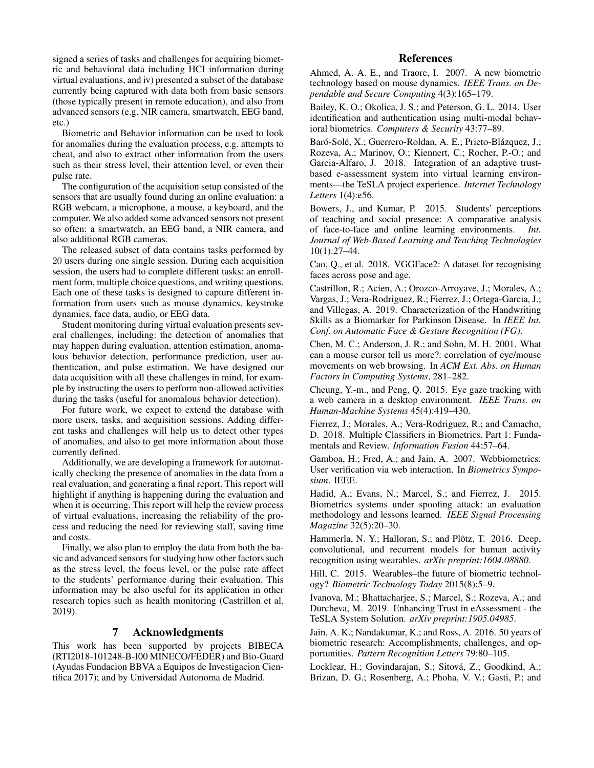signed a series of tasks and challenges for acquiring biometric and behavioral data including HCI information during virtual evaluations, and iv) presented a subset of the database currently being captured with data both from basic sensors (those typically present in remote education), and also from advanced sensors (e.g. NIR camera, smartwatch, EEG band, etc.)

Biometric and Behavior information can be used to look for anomalies during the evaluation process, e.g. attempts to cheat, and also to extract other information from the users such as their stress level, their attention level, or even their pulse rate.

The configuration of the acquisition setup consisted of the sensors that are usually found during an online evaluation: a RGB webcam, a microphone, a mouse, a keyboard, and the computer. We also added some advanced sensors not present so often: a smartwatch, an EEG band, a NIR camera, and also additional RGB cameras.

The released subset of data contains tasks performed by 20 users during one single session. During each acquisition session, the users had to complete different tasks: an enrollment form, multiple choice questions, and writing questions. Each one of these tasks is designed to capture different information from users such as mouse dynamics, keystroke dynamics, face data, audio, or EEG data.

Student monitoring during virtual evaluation presents several challenges, including: the detection of anomalies that may happen during evaluation, attention estimation, anomalous behavior detection, performance prediction, user authentication, and pulse estimation. We have designed our data acquisition with all these challenges in mind, for example by instructing the users to perform non-allowed activities during the tasks (useful for anomalous behavior detection).

For future work, we expect to extend the database with more users, tasks, and acquisition sessions. Adding different tasks and challenges will help us to detect other types of anomalies, and also to get more information about those currently defined.

Additionally, we are developing a framework for automatically checking the presence of anomalies in the data from a real evaluation, and generating a final report. This report will highlight if anything is happening during the evaluation and when it is occurring. This report will help the review process of virtual evaluations, increasing the reliability of the process and reducing the need for reviewing staff, saving time and costs.

Finally, we also plan to employ the data from both the basic and advanced sensors for studying how other factors such as the stress level, the focus level, or the pulse rate affect to the students' performance during their evaluation. This information may be also useful for its application in other research topics such as health monitoring (Castrillon et al. 2019).

## 7 Acknowledgments

This work has been supported by projects BIBECA (RTI2018-101248-B-I00 MINECO/FEDER) and Bio-Guard (Ayudas Fundacion BBVA a Equipos de Investigacion Cientifica 2017); and by Universidad Autonoma de Madrid.

## References

Ahmed, A. A. E., and Traore, I. 2007. A new biometric technology based on mouse dynamics. *IEEE Trans. on Dependable and Secure Computing* 4(3):165–179.

Bailey, K. O.; Okolica, J. S.; and Peterson, G. L. 2014. User identification and authentication using multi-modal behavioral biometrics. *Computers & Security* 43:77–89.

Baró-Solé, X.; Guerrero-Roldan, A. E.; Prieto-Blázquez, J.; Rozeva, A.; Marinov, O.; Kiennert, C.; Rocher, P.-O.; and Garcia-Alfaro, J. 2018. Integration of an adaptive trust-based e-assessment system into virtual learning environments—the TeSLA project experience. *Internet Technology Letters* 1(4):e56.

Bowers, J., and Kumar, P. 2015. Students' perceptions of teaching and social presence: A comparative analysis of face-to-face and online learning environments. *Int. Journal of Web-Based Learning and Teaching Technologies* 10(1):27–44.

Cao, Q., et al. 2018. VGGFace2: A dataset for recognising faces across pose and age.

Castrillon, R.; Acien, A.; Orozco-Arroyave, J.; Morales, A.; Vargas, J.; Vera-Rodriguez, R.; Fierrez, J.; Ortega-Garcia, J.; and Villegas, A. 2019. Characterization of the Handwriting Skills as a Biomarker for Parkinson Disease. In *IEEE Int. Conf. on Automatic Face & Gesture Recognition (FG)*.

Chen, M. C.; Anderson, J. R.; and Sohn, M. H. 2001. What can a mouse cursor tell us more?: correlation of eye/mouse movements on web browsing. In *ACM Ext. Abs. on Human Factors in Computing Systems*, 281–282.

Cheung, Y.-m., and Peng, Q. 2015. Eye gaze tracking with a web camera in a desktop environment. *IEEE Trans. on Human-Machine Systems* 45(4):419–430.

Fierrez, J.; Morales, A.; Vera-Rodriguez, R.; and Camacho, D. 2018. Multiple Classifiers in Biometrics. Part 1: Fundamentals and Review. *Information Fusion* 44:57–64.

Gamboa, H.; Fred, A.; and Jain, A. 2007. Webbiometrics: User verification via web interaction. In *Biometrics Symposium*. IEEE.

Hadid, A.; Evans, N.; Marcel, S.; and Fierrez, J. 2015. Biometrics systems under spoofing attack: an evaluation methodology and lessons learned. *IEEE Signal Processing Magazine* 32(5):20–30.

Hammerla, N. Y.; Halloran, S.; and Plötz, T. 2016. Deep, convolutional, and recurrent models for human activity recognition using wearables. *arXiv preprint:1604.08880*.

Hill, C. 2015. Wearables–the future of biometric technology? *Biometric Technology Today* 2015(8):5–9.

Ivanova, M.; Bhattacharjee, S.; Marcel, S.; Rozeva, A.; and Durcheva, M. 2019. Enhancing Trust in eAssessment - the TeSLA System Solution. *arXiv preprint:1905.04985*.

Jain, A. K.; Nandakumar, K.; and Ross, A. 2016. 50 years of biometric research: Accomplishments, challenges, and opportunities. *Pattern Recognition Letters* 79:80–105.

Locklear, H.; Govindarajan, S.; Sitová, Z.; Goodkind, A.; Brizan, D. G.; Rosenberg, A.; Phoha, V. V.; Gasti, P.; and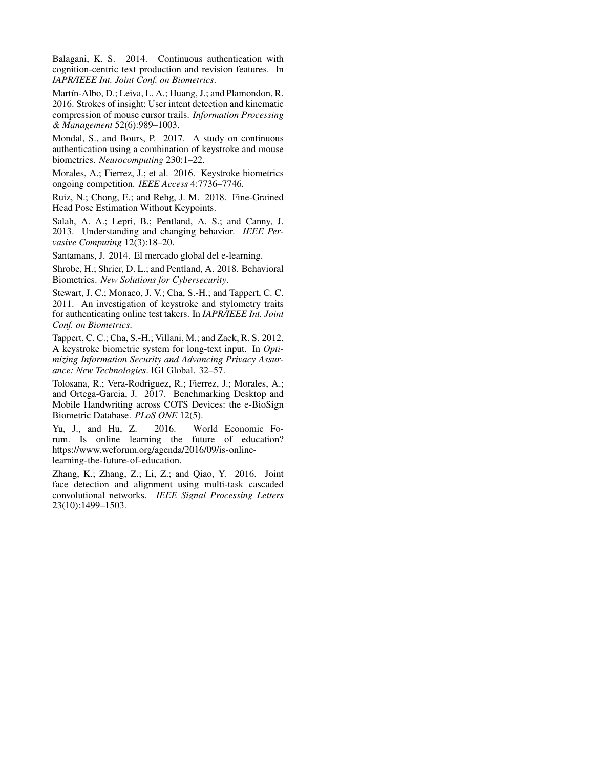Balagani, K. S. 2014. Continuous authentication with cognition-centric text production and revision features. In *IAPR/IEEE Int. Joint Conf. on Biometrics*.

Martín-Albo, D.; Leiva, L. A.; Huang, J.; and Plamondon, R. 2016. Strokes of insight: User intent detection and kinematic compression of mouse cursor trails. *Information Processing & Management* 52(6):989–1003.

Mondal, S., and Bours, P. 2017. A study on continuous authentication using a combination of keystroke and mouse biometrics. *Neurocomputing* 230:1–22.

Morales, A.; Fierrez, J.; et al. 2016. Keystroke biometrics ongoing competition. *IEEE Access* 4:7736–7746.

Ruiz, N.; Chong, E.; and Rehg, J. M. 2018. Fine-Grained Head Pose Estimation Without Keypoints.

Salah, A. A.; Lepri, B.; Pentland, A. S.; and Canny, J. 2013. Understanding and changing behavior. *IEEE Pervasive Computing* 12(3):18–20.

Santamans, J. 2014. El mercado global del e-learning.

Shrobe, H.; Shrier, D. L.; and Pentland, A. 2018. Behavioral Biometrics. *New Solutions for Cybersecurity*.

Stewart, J. C.; Monaco, J. V.; Cha, S.-H.; and Tappert, C. C. 2011. An investigation of keystroke and stylometry traits for authenticating online test takers. In *IAPR/IEEE Int. Joint Conf. on Biometrics*.

Tappert, C. C.; Cha, S.-H.; Villani, M.; and Zack, R. S. 2012. A keystroke biometric system for long-text input. In *Optimizing Information Security and Advancing Privacy Assurance: New Technologies*. IGI Global. 32–57.

Tolosana, R.; Vera-Rodriguez, R.; Fierrez, J.; Morales, A.; and Ortega-Garcia, J. 2017. Benchmarking Desktop and Mobile Handwriting across COTS Devices: the e-BioSign Biometric Database. *PLoS ONE* 12(5).

Yu, J., and Hu, Z. 2016. World Economic Forum. Is online learning the future of education? https://www.weforum.org/agenda/2016/09/is-online-learning-the-future-of-education.

Zhang, K.; Zhang, Z.; Li, Z.; and Qiao, Y. 2016. Joint face detection and alignment using multi-task cascaded convolutional networks. *IEEE Signal Processing Letters* 23(10):1499–1503.